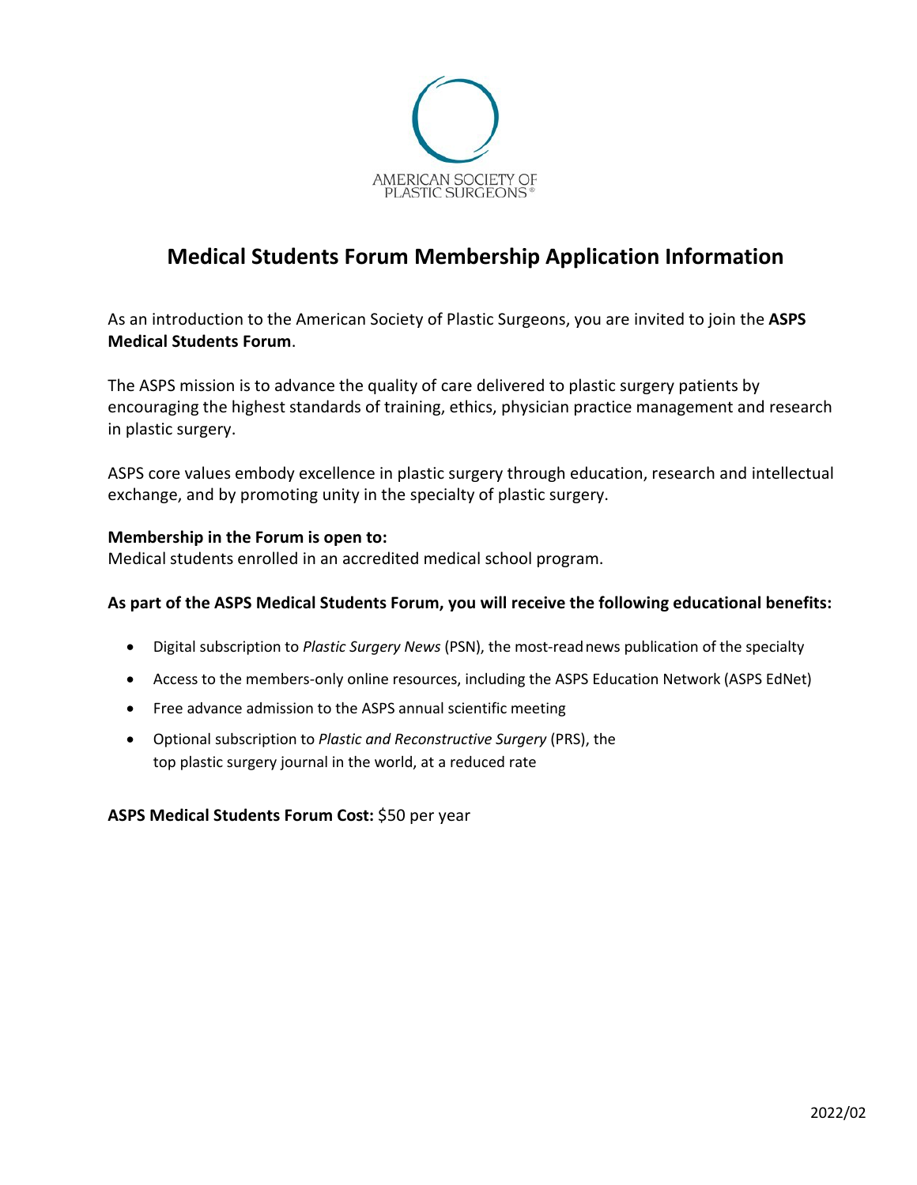AMERICAN SOCIETY OF PLASTIC SURGEONS®

# Medical Students Forum Membership Application Information

As an introduction to the American Society of Plastic Surgeons, you are invited to join the **ASPS Medical Students Forum**.

The ASPS mission is to advance the quality of care delivered to plastic surgery patients by encouraging the highest standards of training, ethics, physician practice management and research in plastic surgery.

ASPS core values embody excellence in plastic surgery through education, research and intellectual exchange, and by promoting unity in the specialty of plastic surgery.

**Membership in the Forum is open to:**
Medical students enrolled in an accredited medical school program.

**As part of the ASPS Medical Students Forum, you will receive the following educational benefits:**

- Digital subscription to *Plastic Surgery News* (PSN), the most-read news publication of the specialty
- Access to the members-only online resources, including the ASPS Education Network (ASPS EdNet)
- Free advance admission to the ASPS annual scientific meeting
- Optional subscription to *Plastic and Reconstructive Surgery* (PRS), the top plastic surgery journal in the world, at a reduced rate

**ASPS Medical Students Forum Cost:** $50 per year

2022/02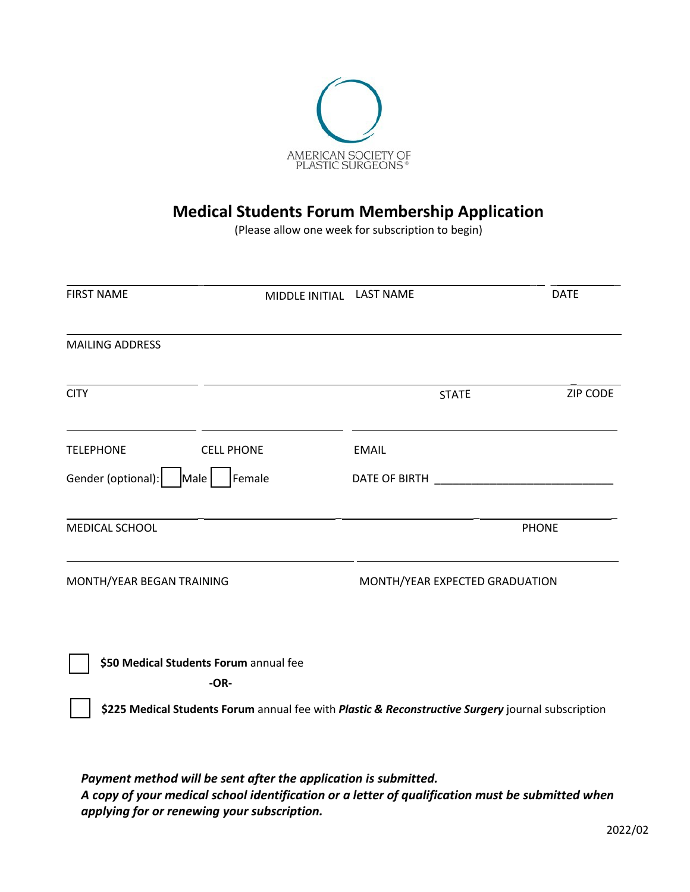AMERICAN SOCIETY OF PLASTIC SURGEONS®

# Medical Students Forum Membership Application

(Please allow one week for subscription to begin)

FIRST NAME ____________ MIDDLE INITIAL ____ LAST NAME ____________ DATE ____

MAILING ADDRESS ________________________________________

CITY ____________ STATE ____ ZIP CODE ____

TELEPHONE ____________ CELL PHONE ____________ EMAIL ____________

Gender (optional): ☐ Male ☐ Female

DATE OF BIRTH ____________________________

MEDICAL SCHOOL ____________________ PHONE ____________

MONTH/YEAR BEGAN TRAINING ____________ MONTH/YEAR EXPECTED GRADUATION ____________

☐ **$50 Medical Students Forum** annual fee

**-OR-**

☐ **$225 Medical Students Forum** annual fee with ***Plastic & Reconstructive Surgery*** journal subscription

***Payment method will be sent after the application is submitted.***
***A copy of your medical school identification or a letter of qualification must be submitted when applying for or renewing your subscription.***

2022/02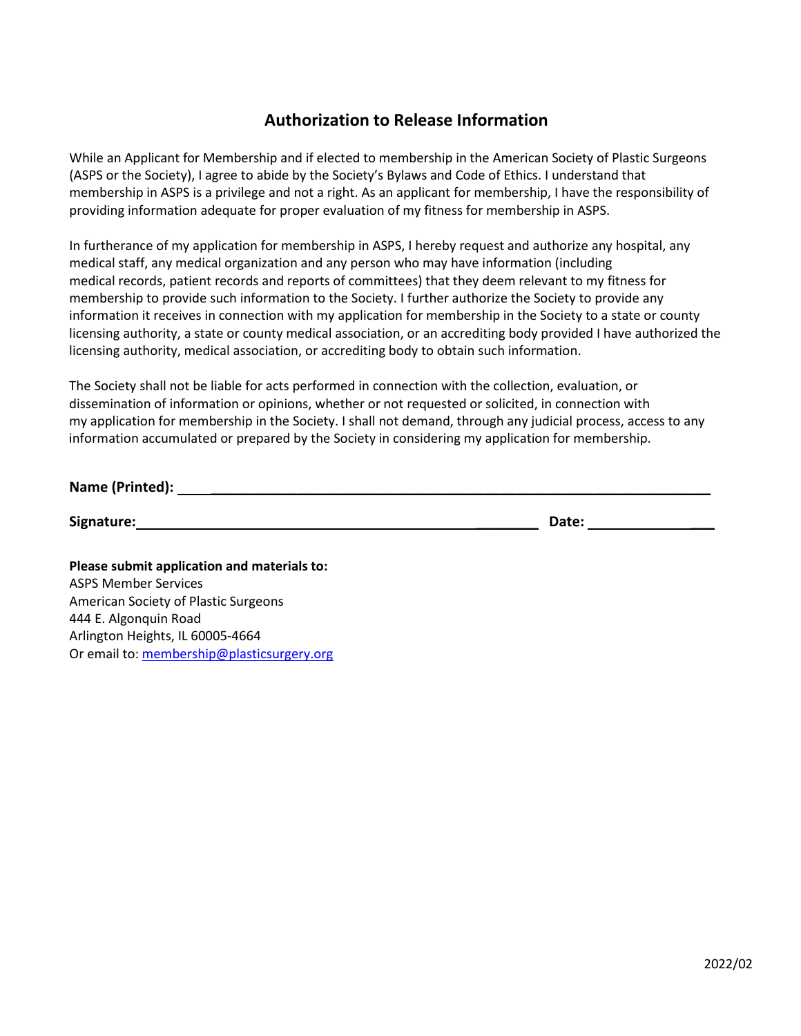## Authorization to Release Information

While an Applicant for Membership and if elected to membership in the American Society of Plastic Surgeons (ASPS or the Society), I agree to abide by the Society's Bylaws and Code of Ethics. I understand that membership in ASPS is a privilege and not a right. As an applicant for membership, I have the responsibility of providing information adequate for proper evaluation of my fitness for membership in ASPS.

In furtherance of my application for membership in ASPS, I hereby request and authorize any hospital, any medical staff, any medical organization and any person who may have information (including medical records, patient records and reports of committees) that they deem relevant to my fitness for membership to provide such information to the Society. I further authorize the Society to provide any information it receives in connection with my application for membership in the Society to a state or county licensing authority, a state or county medical association, or an accrediting body provided I have authorized the licensing authority, medical association, or accrediting body to obtain such information.

The Society shall not be liable for acts performed in connection with the collection, evaluation, or dissemination of information or opinions, whether or not requested or solicited, in connection with my application for membership in the Society. I shall not demand, through any judicial process, access to any information accumulated or prepared by the Society in considering my application for membership.

**Name (Printed):** ____________________________________________________________

**Signature:** ______________________________________________ **Date:** ______________

**Please submit application and materials to:**
ASPS Member Services
American Society of Plastic Surgeons
444 E. Algonquin Road
Arlington Heights, IL 60005-4664
Or email to: membership@plasticsurgery.org

2022/02